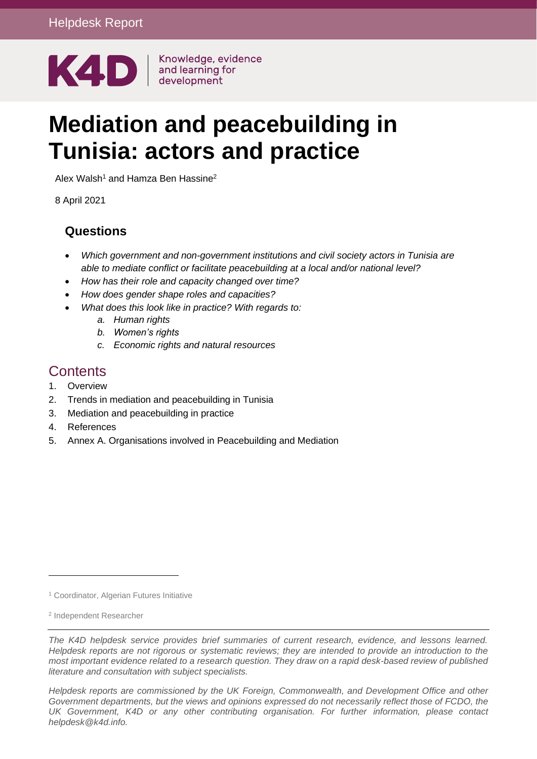Helpdesk Report

K4D | Knowledge, evidence and learning for development

# Mediation and peacebuilding in Tunisia: actors and practice

Alex Walsh[1] and Hamza Ben Hassine[2]

8 April 2021

## Questions

- *Which government and non-government institutions and civil society actors in Tunisia are able to mediate conflict or facilitate peacebuilding at a local and/or national level?*
- *How has their role and capacity changed over time?*
- *How does gender shape roles and capacities?*
- *What does this look like in practice? With regards to:*
    a. *Human rights*
    b. *Women's rights*
    c. *Economic rights and natural resources*

## Contents

1. Overview
2. Trends in mediation and peacebuilding in Tunisia
3. Mediation and peacebuilding in practice
4. References
5. Annex A. Organisations involved in Peacebuilding and Mediation

[1] Coordinator, Algerian Futures Initiative

[2] Independent Researcher

*The K4D helpdesk service provides brief summaries of current research, evidence, and lessons learned. Helpdesk reports are not rigorous or systematic reviews; they are intended to provide an introduction to the most important evidence related to a research question. They draw on a rapid desk-based review of published literature and consultation with subject specialists.*

*Helpdesk reports are commissioned by the UK Foreign, Commonwealth, and Development Office and other Government departments, but the views and opinions expressed do not necessarily reflect those of FCDO, the UK Government, K4D or any other contributing organisation. For further information, please contact helpdesk@k4d.info.*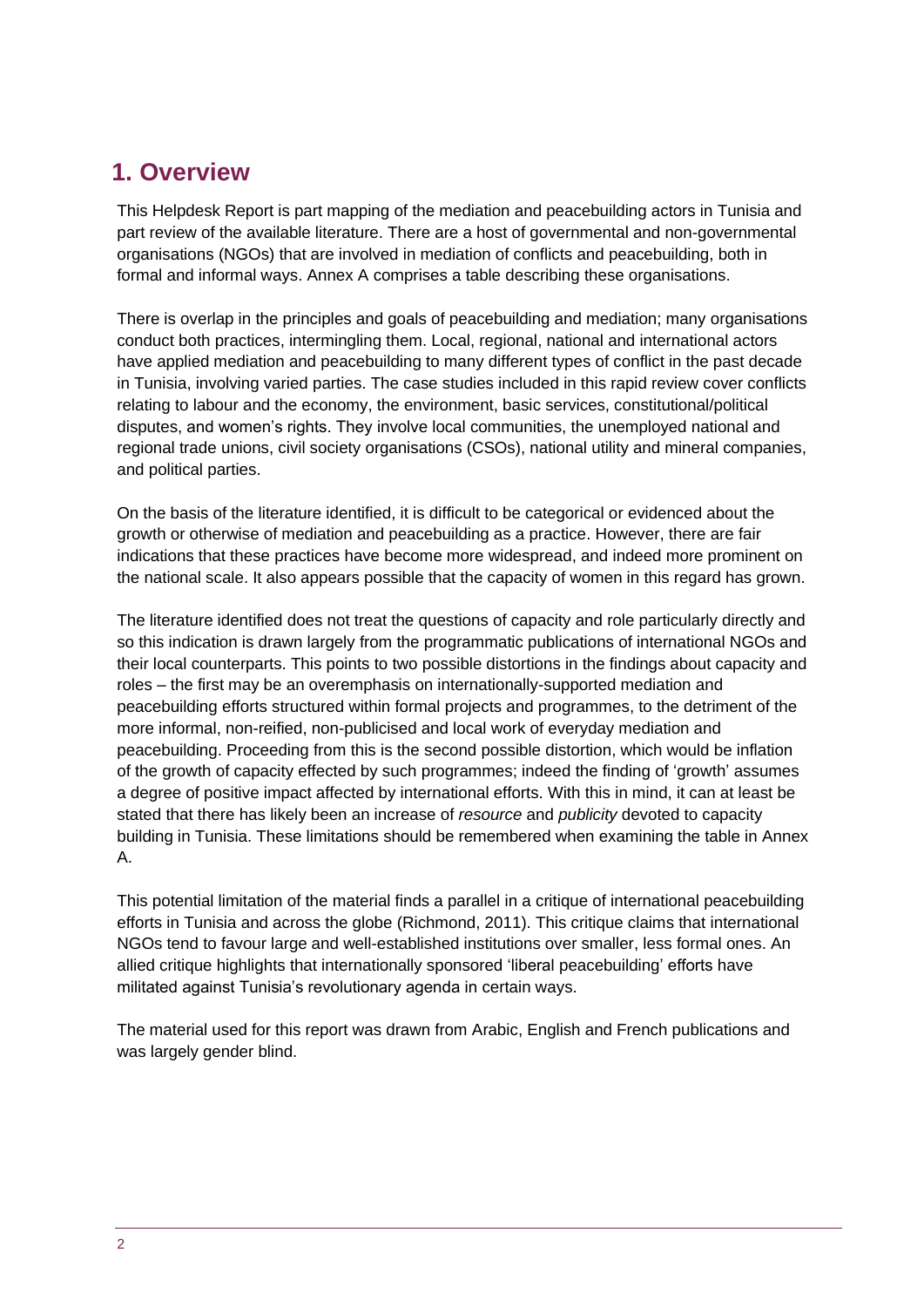## 1. Overview

This Helpdesk Report is part mapping of the mediation and peacebuilding actors in Tunisia and part review of the available literature. There are a host of governmental and non-governmental organisations (NGOs) that are involved in mediation of conflicts and peacebuilding, both in formal and informal ways. Annex A comprises a table describing these organisations.

There is overlap in the principles and goals of peacebuilding and mediation; many organisations conduct both practices, intermingling them. Local, regional, national and international actors have applied mediation and peacebuilding to many different types of conflict in the past decade in Tunisia, involving varied parties. The case studies included in this rapid review cover conflicts relating to labour and the economy, the environment, basic services, constitutional/political disputes, and women's rights. They involve local communities, the unemployed national and regional trade unions, civil society organisations (CSOs), national utility and mineral companies, and political parties.

On the basis of the literature identified, it is difficult to be categorical or evidenced about the growth or otherwise of mediation and peacebuilding as a practice. However, there are fair indications that these practices have become more widespread, and indeed more prominent on the national scale. It also appears possible that the capacity of women in this regard has grown.

The literature identified does not treat the questions of capacity and role particularly directly and so this indication is drawn largely from the programmatic publications of international NGOs and their local counterparts. This points to two possible distortions in the findings about capacity and roles – the first may be an overemphasis on internationally-supported mediation and peacebuilding efforts structured within formal projects and programmes, to the detriment of the more informal, non-reified, non-publicised and local work of everyday mediation and peacebuilding. Proceeding from this is the second possible distortion, which would be inflation of the growth of capacity effected by such programmes; indeed the finding of 'growth' assumes a degree of positive impact affected by international efforts. With this in mind, it can at least be stated that there has likely been an increase of *resource* and *publicity* devoted to capacity building in Tunisia. These limitations should be remembered when examining the table in Annex A.

This potential limitation of the material finds a parallel in a critique of international peacebuilding efforts in Tunisia and across the globe (Richmond, 2011). This critique claims that international NGOs tend to favour large and well-established institutions over smaller, less formal ones. An allied critique highlights that internationally sponsored 'liberal peacebuilding' efforts have militated against Tunisia's revolutionary agenda in certain ways.

The material used for this report was drawn from Arabic, English and French publications and was largely gender blind.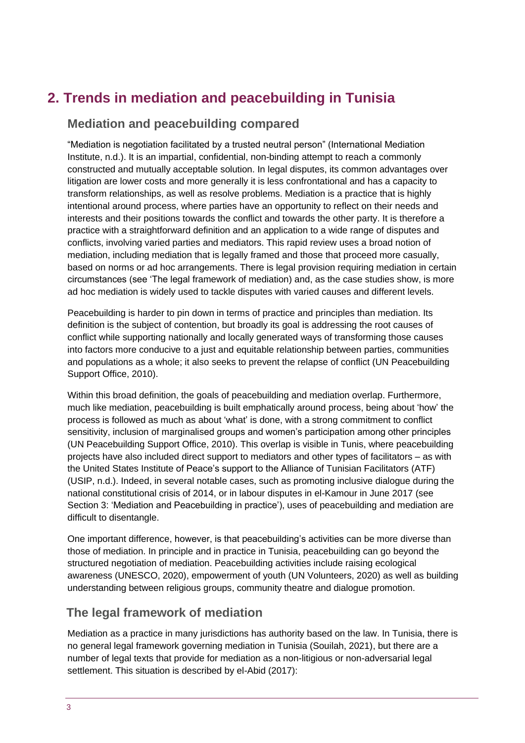# 2. Trends in mediation and peacebuilding in Tunisia

## Mediation and peacebuilding compared

"Mediation is negotiation facilitated by a trusted neutral person" (International Mediation Institute, n.d.). It is an impartial, confidential, non-binding attempt to reach a commonly constructed and mutually acceptable solution. In legal disputes, its common advantages over litigation are lower costs and more generally it is less confrontational and has a capacity to transform relationships, as well as resolve problems. Mediation is a practice that is highly intentional around process, where parties have an opportunity to reflect on their needs and interests and their positions towards the conflict and towards the other party. It is therefore a practice with a straightforward definition and an application to a wide range of disputes and conflicts, involving varied parties and mediators. This rapid review uses a broad notion of mediation, including mediation that is legally framed and those that proceed more casually, based on norms or ad hoc arrangements. There is legal provision requiring mediation in certain circumstances (see 'The legal framework of mediation) and, as the case studies show, is more ad hoc mediation is widely used to tackle disputes with varied causes and different levels.

Peacebuilding is harder to pin down in terms of practice and principles than mediation. Its definition is the subject of contention, but broadly its goal is addressing the root causes of conflict while supporting nationally and locally generated ways of transforming those causes into factors more conducive to a just and equitable relationship between parties, communities and populations as a whole; it also seeks to prevent the relapse of conflict (UN Peacebuilding Support Office, 2010).

Within this broad definition, the goals of peacebuilding and mediation overlap. Furthermore, much like mediation, peacebuilding is built emphatically around process, being about 'how' the process is followed as much as about 'what' is done, with a strong commitment to conflict sensitivity, inclusion of marginalised groups and women's participation among other principles (UN Peacebuilding Support Office, 2010). This overlap is visible in Tunis, where peacebuilding projects have also included direct support to mediators and other types of facilitators – as with the United States Institute of Peace's support to the Alliance of Tunisian Facilitators (ATF) (USIP, n.d.). Indeed, in several notable cases, such as promoting inclusive dialogue during the national constitutional crisis of 2014, or in labour disputes in el-Kamour in June 2017 (see Section 3: 'Mediation and Peacebuilding in practice'), uses of peacebuilding and mediation are difficult to disentangle.

One important difference, however, is that peacebuilding's activities can be more diverse than those of mediation. In principle and in practice in Tunisia, peacebuilding can go beyond the structured negotiation of mediation. Peacebuilding activities include raising ecological awareness (UNESCO, 2020), empowerment of youth (UN Volunteers, 2020) as well as building understanding between religious groups, community theatre and dialogue promotion.

## The legal framework of mediation

Mediation as a practice in many jurisdictions has authority based on the law. In Tunisia, there is no general legal framework governing mediation in Tunisia (Souilah, 2021), but there are a number of legal texts that provide for mediation as a non-litigious or non-adversarial legal settlement. This situation is described by el-Abid (2017):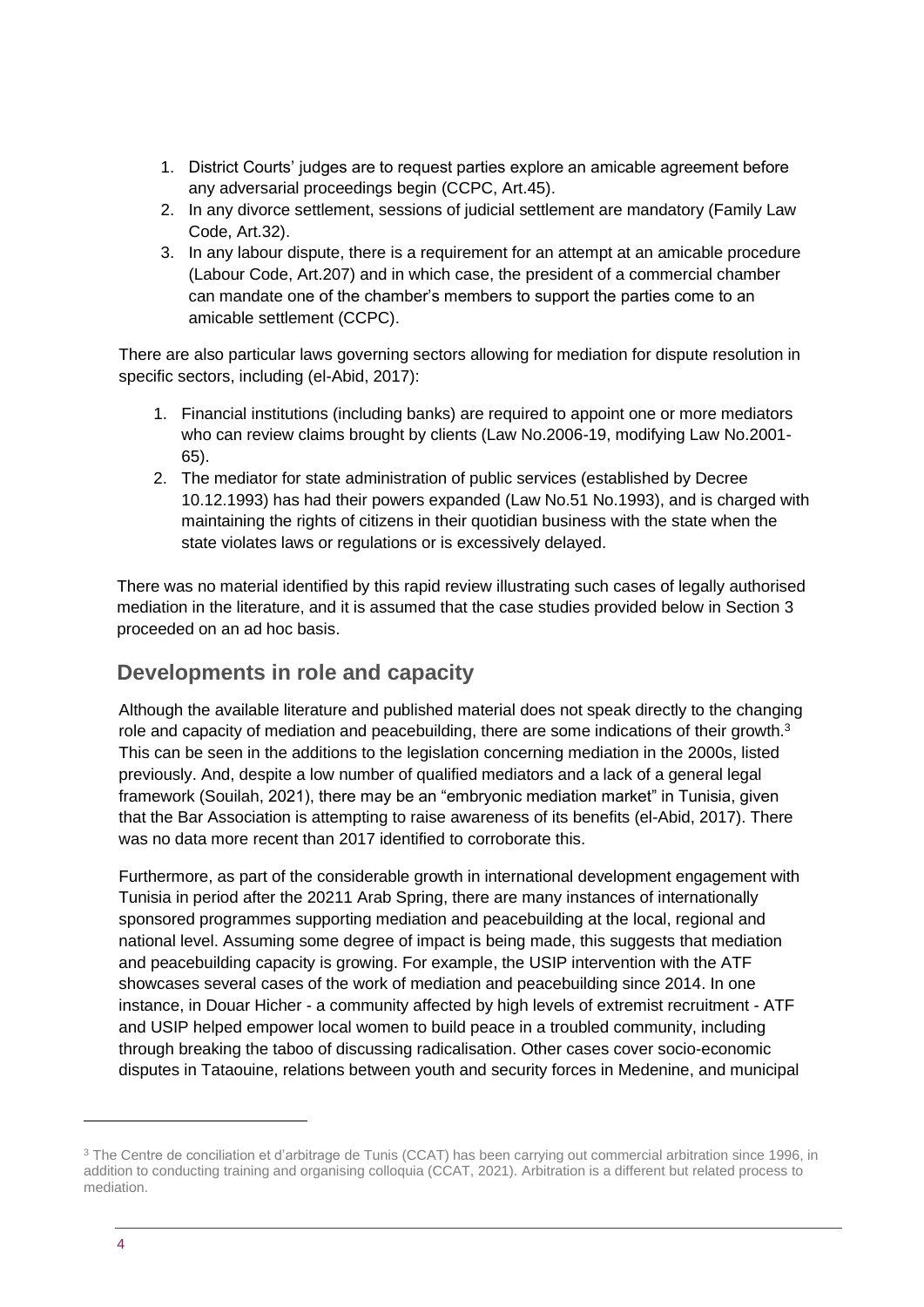1. District Courts' judges are to request parties explore an amicable agreement before any adversarial proceedings begin (CCPC, Art.45).
2. In any divorce settlement, sessions of judicial settlement are mandatory (Family Law Code, Art.32).
3. In any labour dispute, there is a requirement for an attempt at an amicable procedure (Labour Code, Art.207) and in which case, the president of a commercial chamber can mandate one of the chamber's members to support the parties come to an amicable settlement (CCPC).

There are also particular laws governing sectors allowing for mediation for dispute resolution in specific sectors, including (el-Abid, 2017):

1. Financial institutions (including banks) are required to appoint one or more mediators who can review claims brought by clients (Law No.2006-19, modifying Law No.2001-65).
2. The mediator for state administration of public services (established by Decree 10.12.1993) has had their powers expanded (Law No.51 No.1993), and is charged with maintaining the rights of citizens in their quotidian business with the state when the state violates laws or regulations or is excessively delayed.

There was no material identified by this rapid review illustrating such cases of legally authorised mediation in the literature, and it is assumed that the case studies provided below in Section 3 proceeded on an ad hoc basis.

## Developments in role and capacity

Although the available literature and published material does not speak directly to the changing role and capacity of mediation and peacebuilding, there are some indications of their growth.[3] This can be seen in the additions to the legislation concerning mediation in the 2000s, listed previously. And, despite a low number of qualified mediators and a lack of a general legal framework (Souilah, 2021), there may be an "embryonic mediation market" in Tunisia, given that the Bar Association is attempting to raise awareness of its benefits (el-Abid, 2017). There was no data more recent than 2017 identified to corroborate this.

Furthermore, as part of the considerable growth in international development engagement with Tunisia in period after the 20211 Arab Spring, there are many instances of internationally sponsored programmes supporting mediation and peacebuilding at the local, regional and national level. Assuming some degree of impact is being made, this suggests that mediation and peacebuilding capacity is growing. For example, the USIP intervention with the ATF showcases several cases of the work of mediation and peacebuilding since 2014. In one instance, in Douar Hicher - a community affected by high levels of extremist recruitment - ATF and USIP helped empower local women to build peace in a troubled community, including through breaking the taboo of discussing radicalisation. Other cases cover socio-economic disputes in Tataouine, relations between youth and security forces in Medenine, and municipal

[3] The Centre de conciliation et d'arbitrage de Tunis (CCAT) has been carrying out commercial arbitration since 1996, in addition to conducting training and organising colloquia (CCAT, 2021). Arbitration is a different but related process to mediation.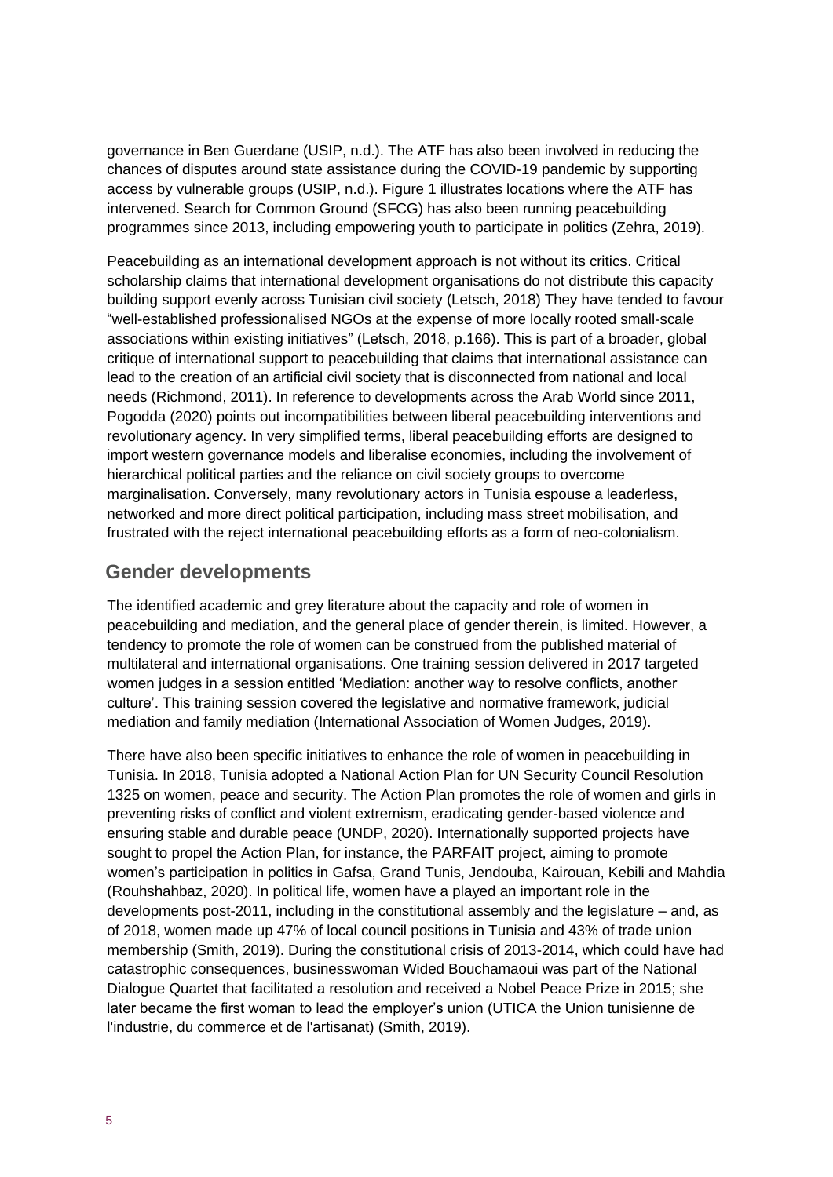governance in Ben Guerdane (USIP, n.d.). The ATF has also been involved in reducing the chances of disputes around state assistance during the COVID-19 pandemic by supporting access by vulnerable groups (USIP, n.d.). Figure 1 illustrates locations where the ATF has intervened. Search for Common Ground (SFCG) has also been running peacebuilding programmes since 2013, including empowering youth to participate in politics (Zehra, 2019).

Peacebuilding as an international development approach is not without its critics. Critical scholarship claims that international development organisations do not distribute this capacity building support evenly across Tunisian civil society (Letsch, 2018) They have tended to favour "well-established professionalised NGOs at the expense of more locally rooted small-scale associations within existing initiatives" (Letsch, 2018, p.166). This is part of a broader, global critique of international support to peacebuilding that claims that international assistance can lead to the creation of an artificial civil society that is disconnected from national and local needs (Richmond, 2011). In reference to developments across the Arab World since 2011, Pogodda (2020) points out incompatibilities between liberal peacebuilding interventions and revolutionary agency. In very simplified terms, liberal peacebuilding efforts are designed to import western governance models and liberalise economies, including the involvement of hierarchical political parties and the reliance on civil society groups to overcome marginalisation. Conversely, many revolutionary actors in Tunisia espouse a leaderless, networked and more direct political participation, including mass street mobilisation, and frustrated with the reject international peacebuilding efforts as a form of neo-colonialism.

## Gender developments

The identified academic and grey literature about the capacity and role of women in peacebuilding and mediation, and the general place of gender therein, is limited. However, a tendency to promote the role of women can be construed from the published material of multilateral and international organisations. One training session delivered in 2017 targeted women judges in a session entitled 'Mediation: another way to resolve conflicts, another culture'. This training session covered the legislative and normative framework, judicial mediation and family mediation (International Association of Women Judges, 2019).

There have also been specific initiatives to enhance the role of women in peacebuilding in Tunisia. In 2018, Tunisia adopted a National Action Plan for UN Security Council Resolution 1325 on women, peace and security. The Action Plan promotes the role of women and girls in preventing risks of conflict and violent extremism, eradicating gender-based violence and ensuring stable and durable peace (UNDP, 2020). Internationally supported projects have sought to propel the Action Plan, for instance, the PARFAIT project, aiming to promote women's participation in politics in Gafsa, Grand Tunis, Jendouba, Kairouan, Kebili and Mahdia (Rouhshahbaz, 2020). In political life, women have a played an important role in the developments post-2011, including in the constitutional assembly and the legislature – and, as of 2018, women made up 47% of local council positions in Tunisia and 43% of trade union membership (Smith, 2019). During the constitutional crisis of 2013-2014, which could have had catastrophic consequences, businesswoman Wided Bouchamaoui was part of the National Dialogue Quartet that facilitated a resolution and received a Nobel Peace Prize in 2015; she later became the first woman to lead the employer's union (UTICA the Union tunisienne de l'industrie, du commerce et de l'artisanat) (Smith, 2019).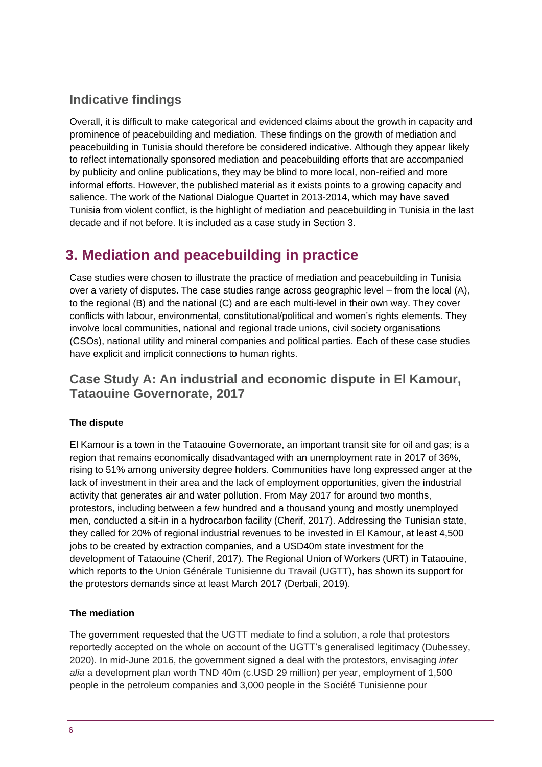### Indicative findings

Overall, it is difficult to make categorical and evidenced claims about the growth in capacity and prominence of peacebuilding and mediation. These findings on the growth of mediation and peacebuilding in Tunisia should therefore be considered indicative. Although they appear likely to reflect internationally sponsored mediation and peacebuilding efforts that are accompanied by publicity and online publications, they may be blind to more local, non-reified and more informal efforts. However, the published material as it exists points to a growing capacity and salience. The work of the National Dialogue Quartet in 2013-2014, which may have saved Tunisia from violent conflict, is the highlight of mediation and peacebuilding in Tunisia in the last decade and if not before. It is included as a case study in Section 3.

## 3. Mediation and peacebuilding in practice

Case studies were chosen to illustrate the practice of mediation and peacebuilding in Tunisia over a variety of disputes. The case studies range across geographic level – from the local (A), to the regional (B) and the national (C) and are each multi-level in their own way. They cover conflicts with labour, environmental, constitutional/political and women's rights elements. They involve local communities, national and regional trade unions, civil society organisations (CSOs), national utility and mineral companies and political parties. Each of these case studies have explicit and implicit connections to human rights.

### Case Study A: An industrial and economic dispute in El Kamour, Tataouine Governorate, 2017

**The dispute**

El Kamour is a town in the Tataouine Governorate, an important transit site for oil and gas; is a region that remains economically disadvantaged with an unemployment rate in 2017 of 36%, rising to 51% among university degree holders. Communities have long expressed anger at the lack of investment in their area and the lack of employment opportunities, given the industrial activity that generates air and water pollution. From May 2017 for around two months, protestors, including between a few hundred and a thousand young and mostly unemployed men, conducted a sit-in in a hydrocarbon facility (Cherif, 2017). Addressing the Tunisian state, they called for 20% of regional industrial revenues to be invested in El Kamour, at least 4,500 jobs to be created by extraction companies, and a USD40m state investment for the development of Tataouine (Cherif, 2017). The Regional Union of Workers (URT) in Tataouine, which reports to the Union Générale Tunisienne du Travail (UGTT), has shown its support for the protestors demands since at least March 2017 (Derbali, 2019).

**The mediation**

The government requested that the UGTT mediate to find a solution, a role that protestors reportedly accepted on the whole on account of the UGTT's generalised legitimacy (Dubessey, 2020). In mid-June 2016, the government signed a deal with the protestors, envisaging *inter alia* a development plan worth TND 40m (c.USD 29 million) per year, employment of 1,500 people in the petroleum companies and 3,000 people in the Société Tunisienne pour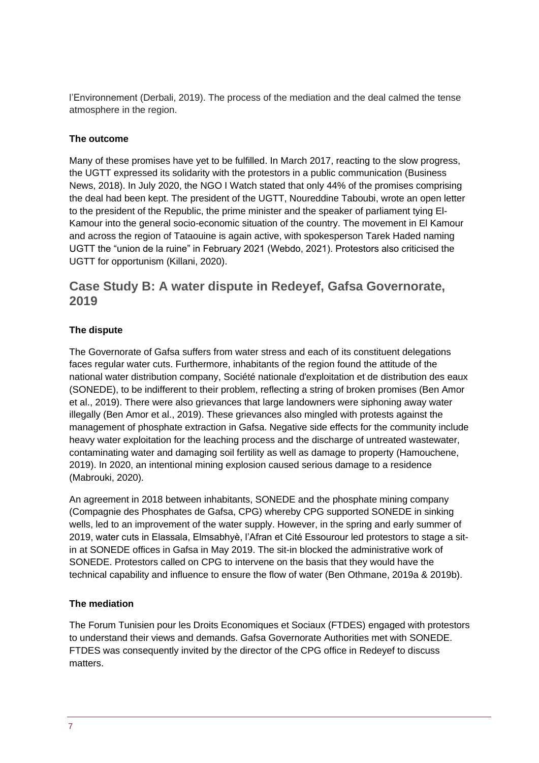l'Environnement (Derbali, 2019). The process of the mediation and the deal calmed the tense atmosphere in the region.

### The outcome

Many of these promises have yet to be fulfilled. In March 2017, reacting to the slow progress, the UGTT expressed its solidarity with the protestors in a public communication (Business News, 2018). In July 2020, the NGO I Watch stated that only 44% of the promises comprising the deal had been kept. The president of the UGTT, Noureddine Taboubi, wrote an open letter to the president of the Republic, the prime minister and the speaker of parliament tying El-Kamour into the general socio-economic situation of the country. The movement in El Kamour and across the region of Tataouine is again active, with spokesperson Tarek Haded naming UGTT the "union de la ruine" in February 2021 (Webdo, 2021). Protestors also criticised the UGTT for opportunism (Killani, 2020).

## Case Study B: A water dispute in Redeyef, Gafsa Governorate, 2019

### The dispute

The Governorate of Gafsa suffers from water stress and each of its constituent delegations faces regular water cuts. Furthermore, inhabitants of the region found the attitude of the national water distribution company, Société nationale d'exploitation et de distribution des eaux (SONEDE), to be indifferent to their problem, reflecting a string of broken promises (Ben Amor et al., 2019). There were also grievances that large landowners were siphoning away water illegally (Ben Amor et al., 2019). These grievances also mingled with protests against the management of phosphate extraction in Gafsa. Negative side effects for the community include heavy water exploitation for the leaching process and the discharge of untreated wastewater, contaminating water and damaging soil fertility as well as damage to property (Hamouchene, 2019). In 2020, an intentional mining explosion caused serious damage to a residence (Mabrouki, 2020).

An agreement in 2018 between inhabitants, SONEDE and the phosphate mining company (Compagnie des Phosphates de Gafsa, CPG) whereby CPG supported SONEDE in sinking wells, led to an improvement of the water supply. However, in the spring and early summer of 2019, water cuts in Elassala, Elmsabhyè, l'Afran et Cité Essourour led protestors to stage a sit-in at SONEDE offices in Gafsa in May 2019. The sit-in blocked the administrative work of SONEDE. Protestors called on CPG to intervene on the basis that they would have the technical capability and influence to ensure the flow of water (Ben Othmane, 2019a & 2019b).

### The mediation

The Forum Tunisien pour les Droits Economiques et Sociaux (FTDES) engaged with protestors to understand their views and demands. Gafsa Governorate Authorities met with SONEDE. FTDES was consequently invited by the director of the CPG office in Redeyef to discuss matters.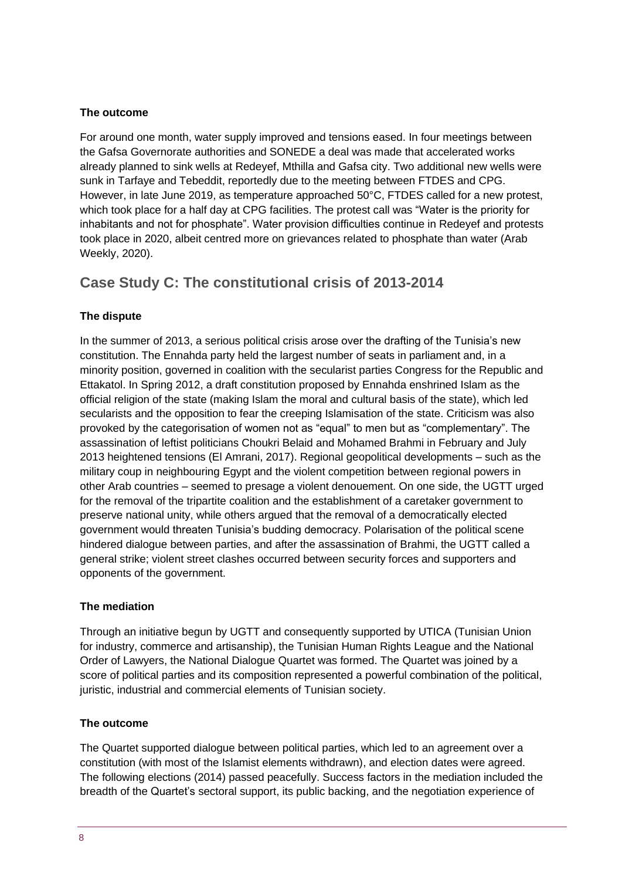**The outcome**

For around one month, water supply improved and tensions eased. In four meetings between the Gafsa Governorate authorities and SONEDE a deal was made that accelerated works already planned to sink wells at Redeyef, Mthilla and Gafsa city. Two additional new wells were sunk in Tarfaye and Tebeddit, reportedly due to the meeting between FTDES and CPG. However, in late June 2019, as temperature approached 50°C, FTDES called for a new protest, which took place for a half day at CPG facilities. The protest call was "Water is the priority for inhabitants and not for phosphate". Water provision difficulties continue in Redeyef and protests took place in 2020, albeit centred more on grievances related to phosphate than water (Arab Weekly, 2020).

## Case Study C: The constitutional crisis of 2013-2014

**The dispute**

In the summer of 2013, a serious political crisis arose over the drafting of the Tunisia's new constitution. The Ennahda party held the largest number of seats in parliament and, in a minority position, governed in coalition with the secularist parties Congress for the Republic and Ettakatol. In Spring 2012, a draft constitution proposed by Ennahda enshrined Islam as the official religion of the state (making Islam the moral and cultural basis of the state), which led secularists and the opposition to fear the creeping Islamisation of the state. Criticism was also provoked by the categorisation of women not as "equal" to men but as "complementary". The assassination of leftist politicians Choukri Belaid and Mohamed Brahmi in February and July 2013 heightened tensions (El Amrani, 2017). Regional geopolitical developments – such as the military coup in neighbouring Egypt and the violent competition between regional powers in other Arab countries – seemed to presage a violent denouement. On one side, the UGTT urged for the removal of the tripartite coalition and the establishment of a caretaker government to preserve national unity, while others argued that the removal of a democratically elected government would threaten Tunisia's budding democracy. Polarisation of the political scene hindered dialogue between parties, and after the assassination of Brahmi, the UGTT called a general strike; violent street clashes occurred between security forces and supporters and opponents of the government.

**The mediation**

Through an initiative begun by UGTT and consequently supported by UTICA (Tunisian Union for industry, commerce and artisanship), the Tunisian Human Rights League and the National Order of Lawyers, the National Dialogue Quartet was formed. The Quartet was joined by a score of political parties and its composition represented a powerful combination of the political, juristic, industrial and commercial elements of Tunisian society.

**The outcome**

The Quartet supported dialogue between political parties, which led to an agreement over a constitution (with most of the Islamist elements withdrawn), and election dates were agreed. The following elections (2014) passed peacefully. Success factors in the mediation included the breadth of the Quartet's sectoral support, its public backing, and the negotiation experience of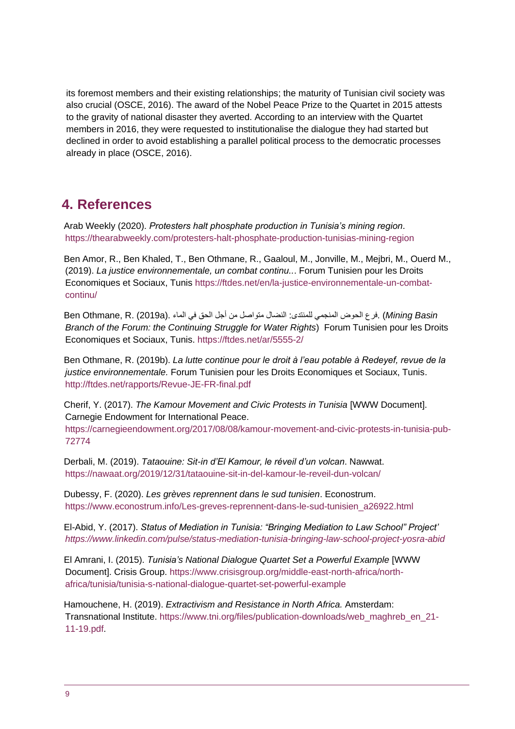its foremost members and their existing relationships; the maturity of Tunisian civil society was also crucial (OSCE, 2016). The award of the Nobel Peace Prize to the Quartet in 2015 attests to the gravity of national disaster they averted. According to an interview with the Quartet members in 2016, they were requested to institutionalise the dialogue they had started but declined in order to avoid establishing a parallel political process to the democratic processes already in place (OSCE, 2016).

## 4. References

Arab Weekly (2020). *Protesters halt phosphate production in Tunisia's mining region*. https://thearabweekly.com/protesters-halt-phosphate-production-tunisias-mining-region

Ben Amor, R., Ben Khaled, T., Ben Othmane, R., Gaaloul, M., Jonville, M., Mejbri, M., Ouerd M., (2019). *La justice environnementale, un combat continu…* Forum Tunisien pour les Droits Economiques et Sociaux, Tunis https://ftdes.net/en/la-justice-environnementale-un-combat-continu/

Ben Othmane, R. (2019a). فرع الحوض المنجمي للمنتدى: النضال متواصل من أجل الحق في الماء. (*Mining Basin Branch of the Forum: the Continuing Struggle for Water Rights*) Forum Tunisien pour les Droits Economiques et Sociaux, Tunis. https://ftdes.net/ar/5555-2/

Ben Othmane, R. (2019b). *La lutte continue pour le droit à l'eau potable à Redeyef, revue de la justice environnementale*. Forum Tunisien pour les Droits Economiques et Sociaux, Tunis. http://ftdes.net/rapports/Revue-JE-FR-final.pdf

Cherif, Y. (2017). *The Kamour Movement and Civic Protests in Tunisia* [WWW Document]. Carnegie Endowment for International Peace. https://carnegieendowment.org/2017/08/08/kamour-movement-and-civic-protests-in-tunisia-pub-72774

Derbali, M. (2019). *Tataouine: Sit-in d'El Kamour, le réveil d'un volcan*. Nawwat. https://nawaat.org/2019/12/31/tataouine-sit-in-del-kamour-le-reveil-dun-volcan/

Dubessy, F. (2020). *Les grèves reprennent dans le sud tunisien*. Econostrum. https://www.econostrum.info/Les-greves-reprennent-dans-le-sud-tunisien_a26922.html

El-Abid, Y. (2017). *Status of Mediation in Tunisia: "Bringing Mediation to Law School" Project' https://www.linkedin.com/pulse/status-mediation-tunisia-bringing-law-school-project-yosra-abid*

El Amrani, I. (2015). *Tunisia's National Dialogue Quartet Set a Powerful Example* [WWW Document]. Crisis Group. https://www.crisisgroup.org/middle-east-north-africa/north-africa/tunisia/tunisia-s-national-dialogue-quartet-set-powerful-example

Hamouchene, H. (2019). *Extractivism and Resistance in North Africa.* Amsterdam: Transnational Institute. https://www.tni.org/files/publication-downloads/web_maghreb_en_21-11-19.pdf.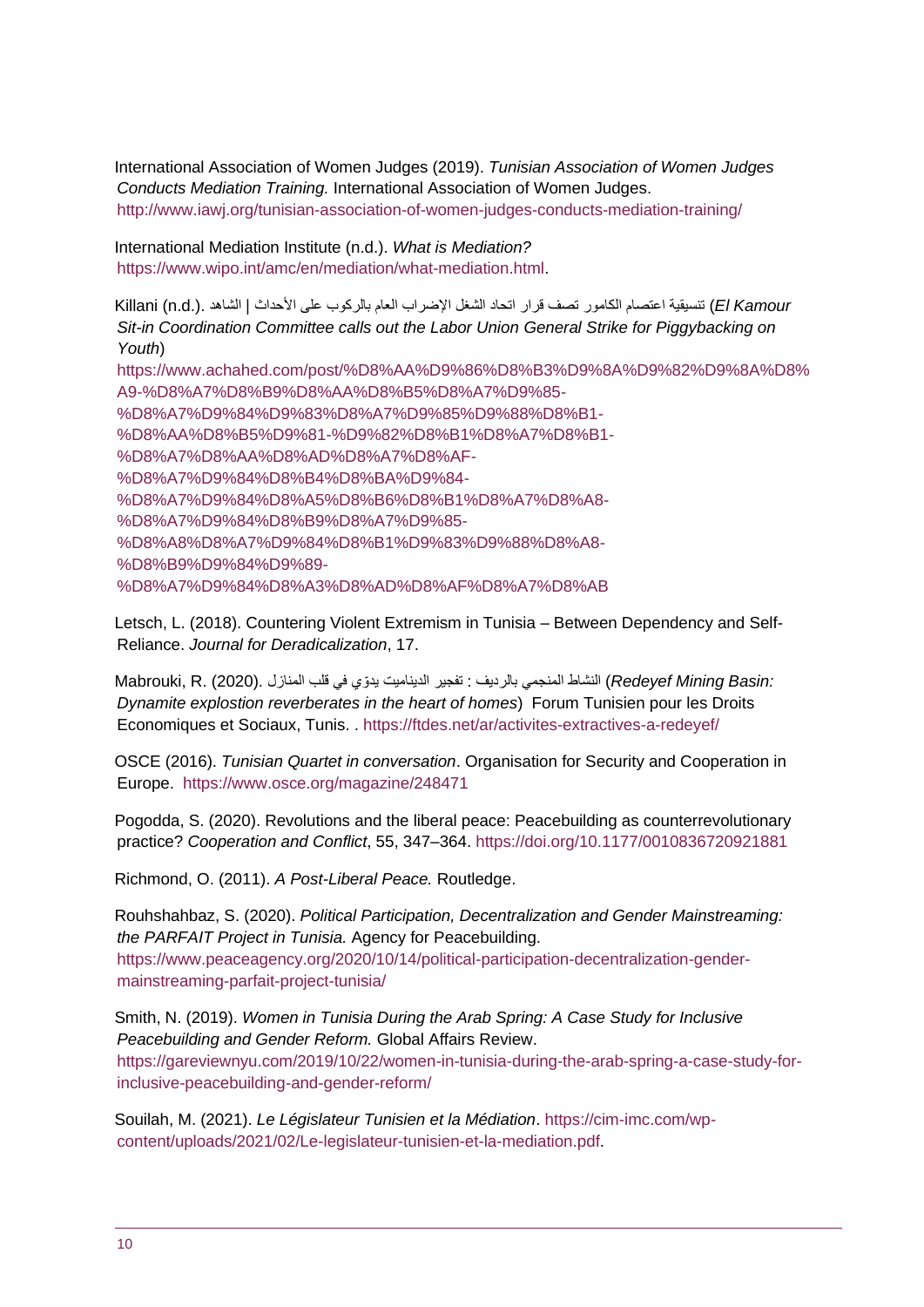International Association of Women Judges (2019). *Tunisian Association of Women Judges Conducts Mediation Training.* International Association of Women Judges. http://www.iawj.org/tunisian-association-of-women-judges-conducts-mediation-training/

International Mediation Institute (n.d.). *What is Mediation?* https://www.wipo.int/amc/en/mediation/what-mediation.html.

Killani (n.d.). تنسيقية اعتصام الكامور تصف قرار اتحاد الشغل الإضراب العام بالركوب على الأحداث | الشاهد (*El Kamour Sit-in Coordination Committee calls out the Labor Union General Strike for Piggybacking on Youth*) https://www.achahed.com/post/%D8%AA%D9%86%D8%B3%D9%8A%D9%82%D9%8A%D8%A9-%D8%A7%D8%B9%D8%AA%D8%B5%D8%A7%D9%85-%D8%A7%D9%84%D9%83%D8%A7%D9%85%D9%88%D8%B1-%D8%AA%D8%B5%D9%81-%D9%82%D8%B1%D8%A7%D8%B1-%D8%A7%D8%AA%D8%AD%D8%A7%D8%AF-%D8%A7%D9%84%D8%B4%D8%BA%D9%84-%D8%A7%D9%84%D8%A5%D8%B6%D8%B1%D8%A7%D8%A8-%D8%A7%D9%84%D8%B9%D8%A7%D9%85-%D8%A8%D8%A7%D9%84%D8%B1%D9%83%D9%88%D8%A8-%D8%B9%D9%84%D9%89-%D8%A7%D9%84%D8%A3%D8%AD%D8%AF%D8%A7%D8%AB

Letsch, L. (2018). Countering Violent Extremism in Tunisia – Between Dependency and Self-Reliance. *Journal for Deradicalization*, 17.

Mabrouki, R. (2020). النشاط المنجمي بالرديف : تفجير الديناميت يدوّي في قلب المنازل (*Redeyef Mining Basin: Dynamite explostion reverberates in the heart of homes*) Forum Tunisien pour les Droits Economiques et Sociaux, Tunis. . https://ftdes.net/ar/activites-extractives-a-redeyef/

OSCE (2016). *Tunisian Quartet in conversation*. Organisation for Security and Cooperation in Europe. https://www.osce.org/magazine/248471

Pogodda, S. (2020). Revolutions and the liberal peace: Peacebuilding as counterrevolutionary practice? *Cooperation and Conflict*, 55, 347–364. https://doi.org/10.1177/0010836720921881

Richmond, O. (2011). *A Post-Liberal Peace.* Routledge.

Rouhshahbaz, S. (2020). *Political Participation, Decentralization and Gender Mainstreaming: the PARFAIT Project in Tunisia.* Agency for Peacebuilding. https://www.peaceagency.org/2020/10/14/political-participation-decentralization-gender-mainstreaming-parfait-project-tunisia/

Smith, N. (2019). *Women in Tunisia During the Arab Spring: A Case Study for Inclusive Peacebuilding and Gender Reform.* Global Affairs Review. https://gareviewnyu.com/2019/10/22/women-in-tunisia-during-the-arab-spring-a-case-study-for-inclusive-peacebuilding-and-gender-reform/

Souilah, M. (2021). *Le Législateur Tunisien et la Médiation*. https://cim-imc.com/wp-content/uploads/2021/02/Le-legislateur-tunisien-et-la-mediation.pdf.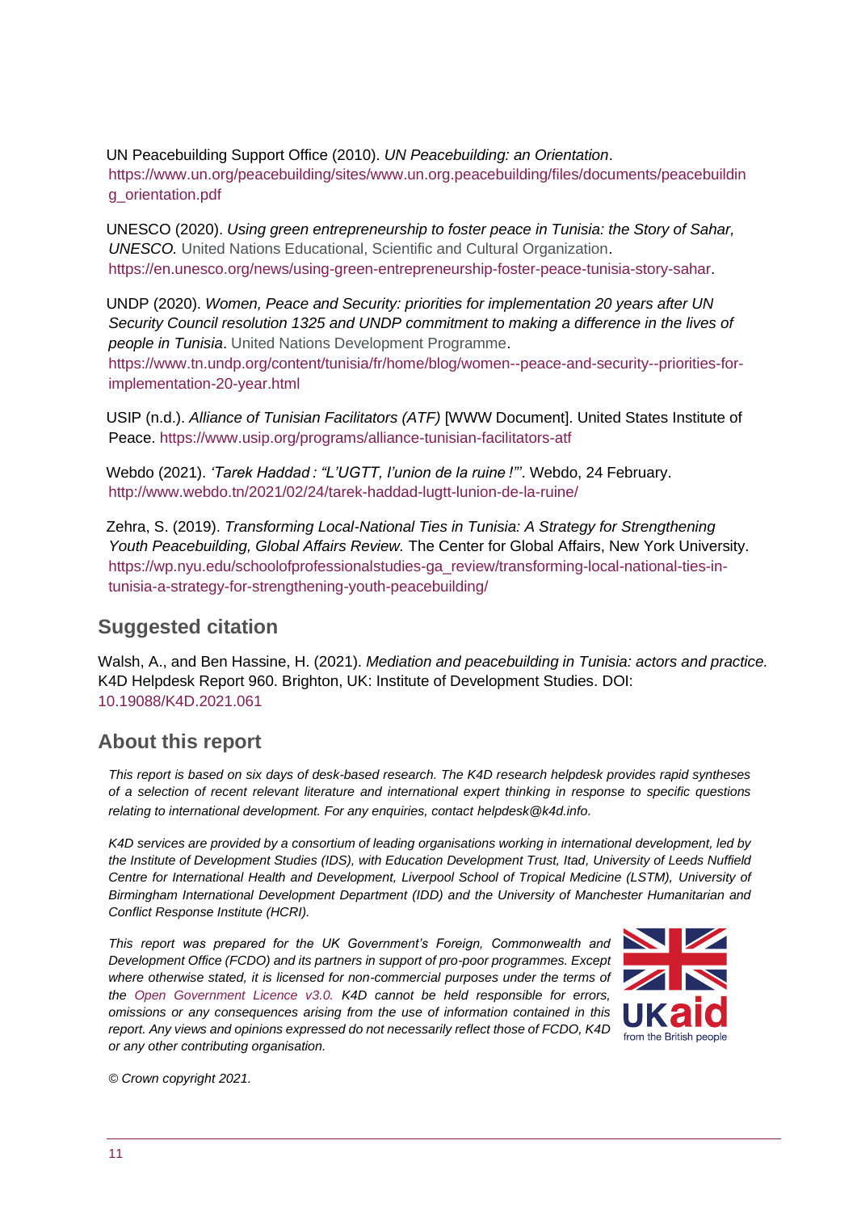UN Peacebuilding Support Office (2010). *UN Peacebuilding: an Orientation*. https://www.un.org/peacebuilding/sites/www.un.org.peacebuilding/files/documents/peacebuilding_orientation.pdf

UNESCO (2020). *Using green entrepreneurship to foster peace in Tunisia: the Story of Sahar, UNESCO.* United Nations Educational, Scientific and Cultural Organization. https://en.unesco.org/news/using-green-entrepreneurship-foster-peace-tunisia-story-sahar.

UNDP (2020). *Women, Peace and Security: priorities for implementation 20 years after UN Security Council resolution 1325 and UNDP commitment to making a difference in the lives of people in Tunisia*. United Nations Development Programme. https://www.tn.undp.org/content/tunisia/fr/home/blog/women--peace-and-security--priorities-for-implementation-20-year.html

USIP (n.d.). *Alliance of Tunisian Facilitators (ATF)* [WWW Document]. United States Institute of Peace. https://www.usip.org/programs/alliance-tunisian-facilitators-atf

Webdo (2021). *'Tarek Haddad : "L'UGTT, l'union de la ruine !"'*. Webdo, 24 February. http://www.webdo.tn/2021/02/24/tarek-haddad-lugtt-lunion-de-la-ruine/

Zehra, S. (2019). *Transforming Local-National Ties in Tunisia: A Strategy for Strengthening Youth Peacebuilding, Global Affairs Review.* The Center for Global Affairs, New York University. https://wp.nyu.edu/schoolofprofessionalstudies-ga_review/transforming-local-national-ties-in-tunisia-a-strategy-for-strengthening-youth-peacebuilding/

## Suggested citation

Walsh, A., and Ben Hassine, H. (2021). *Mediation and peacebuilding in Tunisia: actors and practice.* K4D Helpdesk Report 960. Brighton, UK: Institute of Development Studies. DOI: 10.19088/K4D.2021.061

## About this report

*This report is based on six days of desk-based research. The K4D research helpdesk provides rapid syntheses of a selection of recent relevant literature and international expert thinking in response to specific questions relating to international development. For any enquiries, contact helpdesk@k4d.info.*

*K4D services are provided by a consortium of leading organisations working in international development, led by the Institute of Development Studies (IDS), with Education Development Trust, Itad, University of Leeds Nuffield Centre for International Health and Development, Liverpool School of Tropical Medicine (LSTM), University of Birmingham International Development Department (IDD) and the University of Manchester Humanitarian and Conflict Response Institute (HCRI).*

*This report was prepared for the UK Government's Foreign, Commonwealth and Development Office (FCDO) and its partners in support of pro-poor programmes. Except where otherwise stated, it is licensed for non-commercial purposes under the terms of the Open Government Licence v3.0. K4D cannot be held responsible for errors, omissions or any consequences arising from the use of information contained in this report. Any views and opinions expressed do not necessarily reflect those of FCDO, K4D or any other contributing organisation.*

UKaid from the British people

*© Crown copyright 2021.*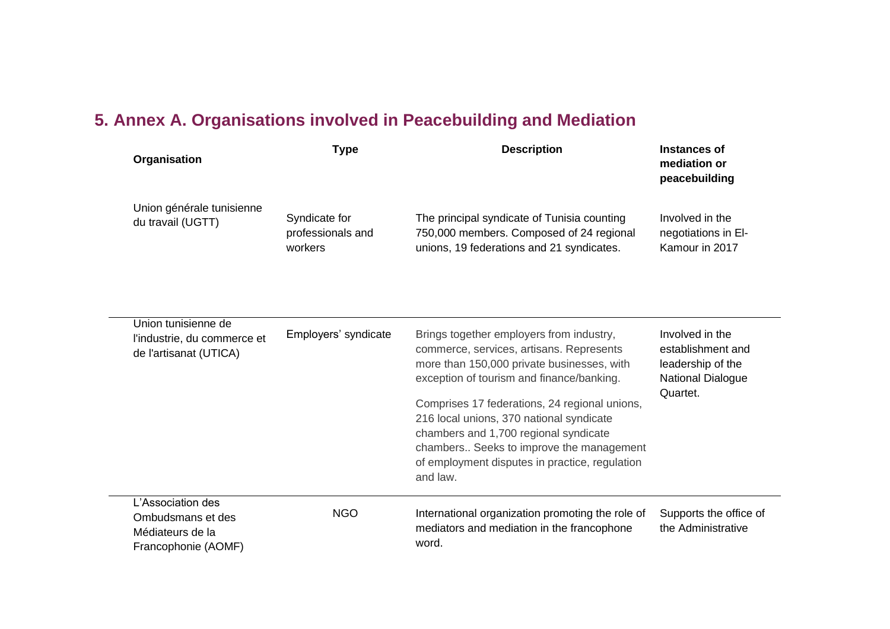## 5. Annex A. Organisations involved in Peacebuilding and Mediation

| Organisation | Type | Description | Instances of mediation or peacebuilding |
|---|---|---|---|
| Union générale tunisienne du travail (UGTT) | Syndicate for professionals and workers | The principal syndicate of Tunisia counting 750,000 members. Composed of 24 regional unions, 19 federations and 21 syndicates. | Involved in the negotiations in El-Kamour in 2017 |
| Union tunisienne de l'industrie, du commerce et de l'artisanat (UTICA) | Employers' syndicate | Brings together employers from industry, commerce, services, artisans. Represents more than 150,000 private businesses, with exception of tourism and finance/banking.<br><br>Comprises 17 federations, 24 regional unions, 216 local unions, 370 national syndicate chambers and 1,700 regional syndicate chambers.. Seeks to improve the management of employment disputes in practice, regulation and law. | Involved in the establishment and leadership of the National Dialogue Quartet. |
| L'Association des Ombudsmans et des Médiateurs de la Francophonie (AOMF) | NGO | International organization promoting the role of mediators and mediation in the francophone word. | Supports the office of the Administrative |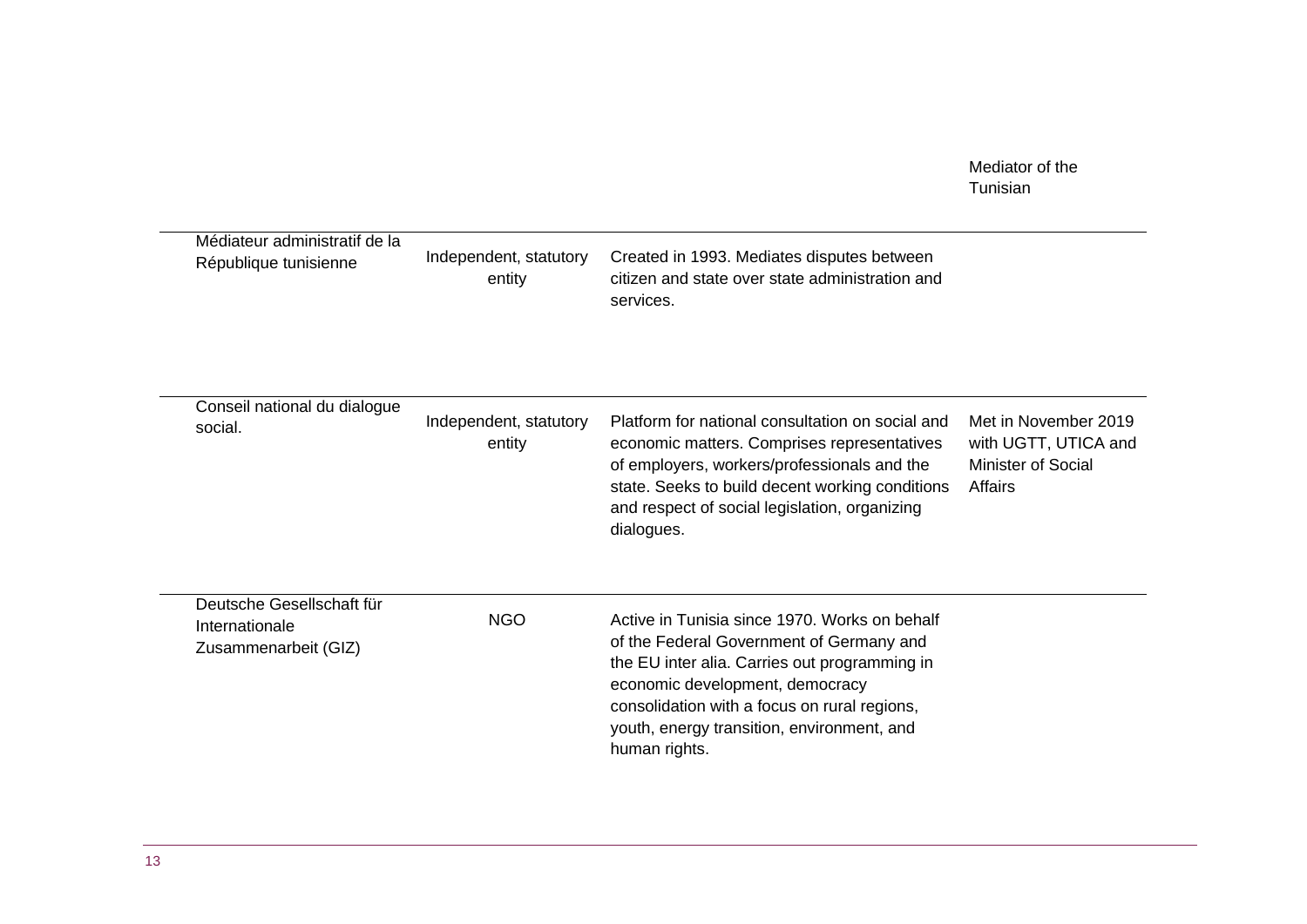| | | | Mediator of the Tunisian |
|---|---|---|---|
| Médiateur administratif de la République tunisienne | Independent, statutory entity | Created in 1993. Mediates disputes between citizen and state over state administration and services. | |
| Conseil national du dialogue social. | Independent, statutory entity | Platform for national consultation on social and economic matters. Comprises representatives of employers, workers/professionals and the state. Seeks to build decent working conditions and respect of social legislation, organizing dialogues. | Met in November 2019 with UGTT, UTICA and Minister of Social Affairs |
| Deutsche Gesellschaft für Internationale Zusammenarbeit (GIZ) | NGO | Active in Tunisia since 1970. Works on behalf of the Federal Government of Germany and the EU inter alia. Carries out programming in economic development, democracy consolidation with a focus on rural regions, youth, energy transition, environment, and human rights. | |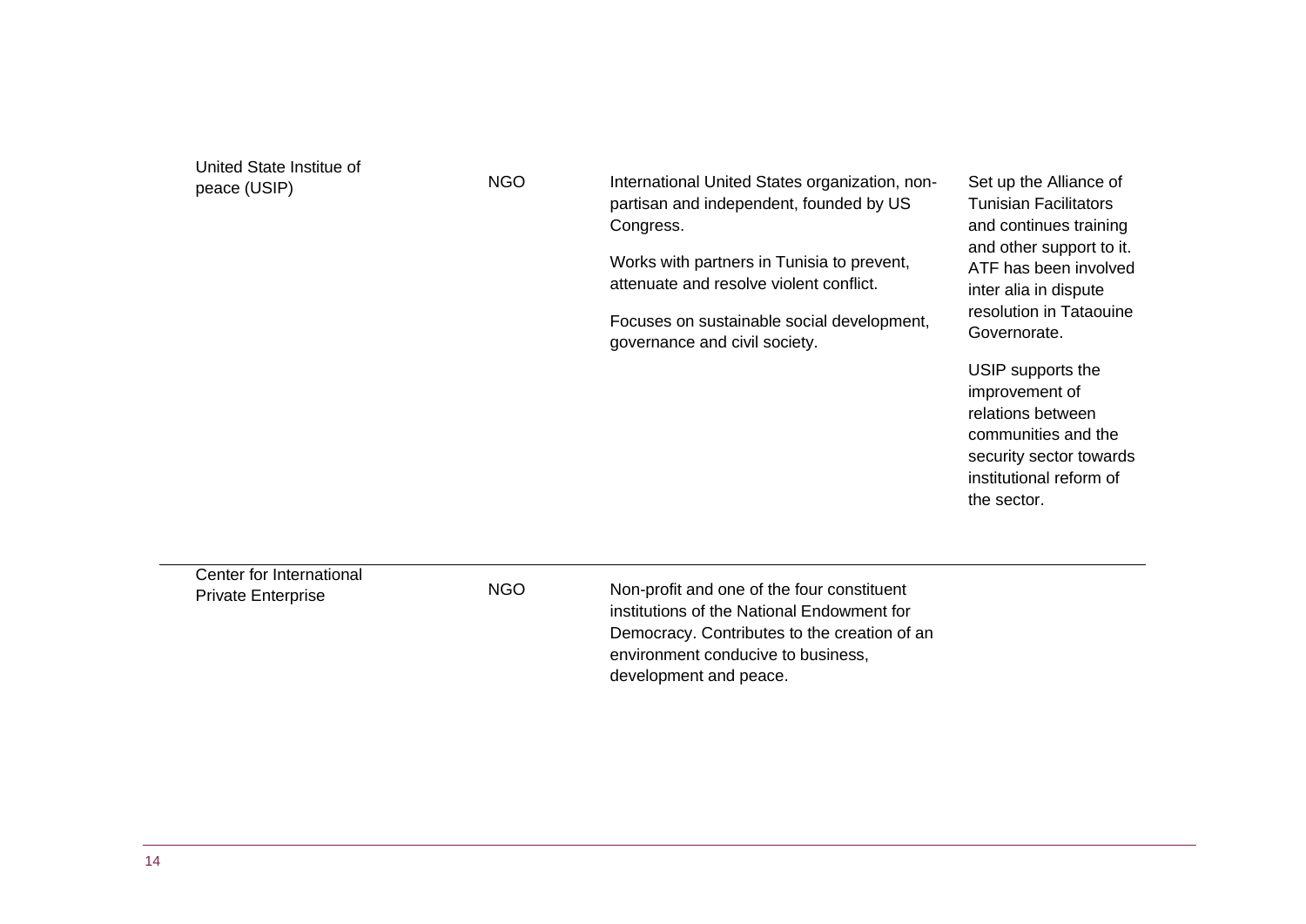| | | | |
|---|---|---|---|
| United State Institue of peace (USIP) | NGO | International United States organization, non-partisan and independent, founded by US Congress.<br><br>Works with partners in Tunisia to prevent, attenuate and resolve violent conflict.<br><br>Focuses on sustainable social development, governance and civil society. | Set up the Alliance of Tunisian Facilitators and continues training and other support to it. ATF has been involved inter alia in dispute resolution in Tataouine Governorate.<br><br>USIP supports the improvement of relations between communities and the security sector towards institutional reform of the sector. |
| Center for International Private Enterprise | NGO | Non-profit and one of the four constituent institutions of the National Endowment for Democracy. Contributes to the creation of an environment conducive to business, development and peace. | |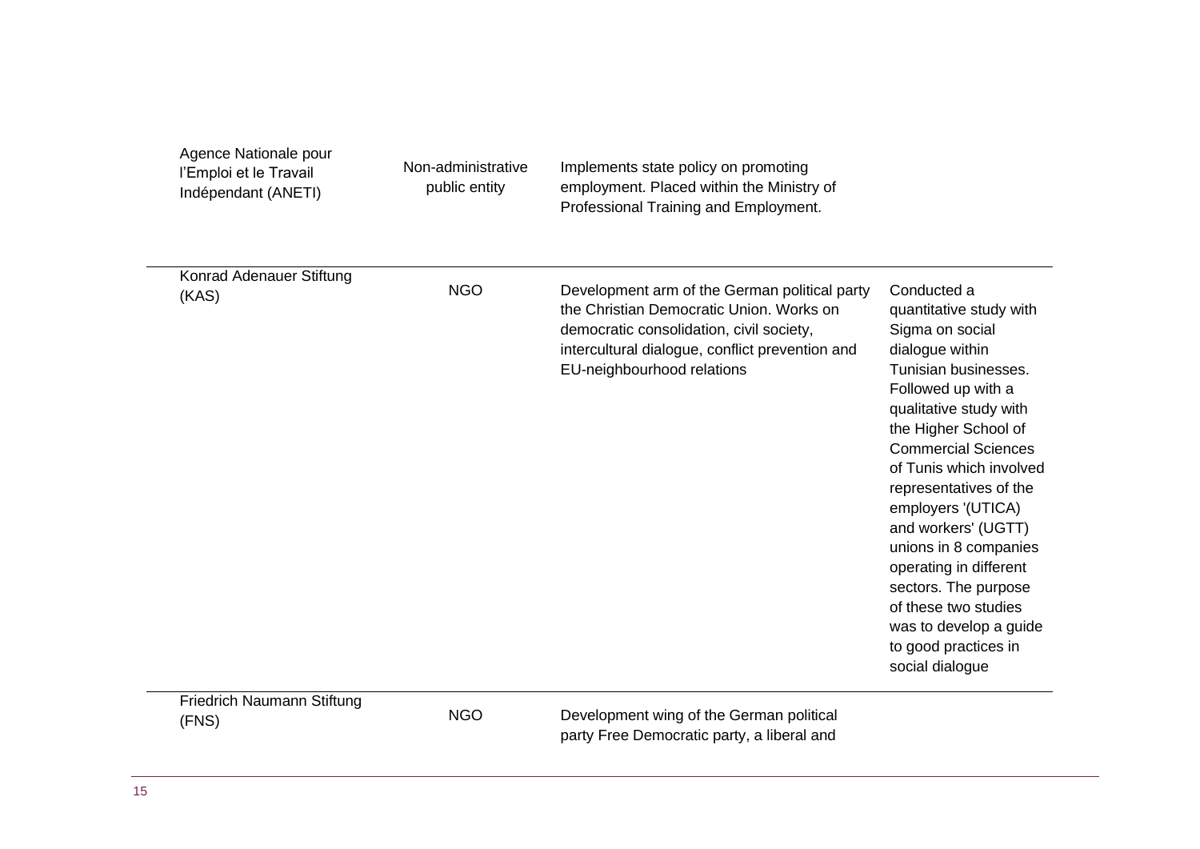| | | | |
|---|---|---|---|
| Agence Nationale pour l'Emploi et le Travail Indépendant (ANETI) | Non-administrative public entity | Implements state policy on promoting employment. Placed within the Ministry of Professional Training and Employment. | |
| Konrad Adenauer Stiftung (KAS) | NGO | Development arm of the German political party the Christian Democratic Union. Works on democratic consolidation, civil society, intercultural dialogue, conflict prevention and EU-neighbourhood relations | Conducted a quantitative study with Sigma on social dialogue within Tunisian businesses. Followed up with a qualitative study with the Higher School of Commercial Sciences of Tunis which involved representatives of the employers '(UTICA) and workers' (UGTT) unions in 8 companies operating in different sectors. The purpose of these two studies was to develop a guide to good practices in social dialogue |
| Friedrich Naumann Stiftung (FNS) | NGO | Development wing of the German political party Free Democratic party, a liberal and | |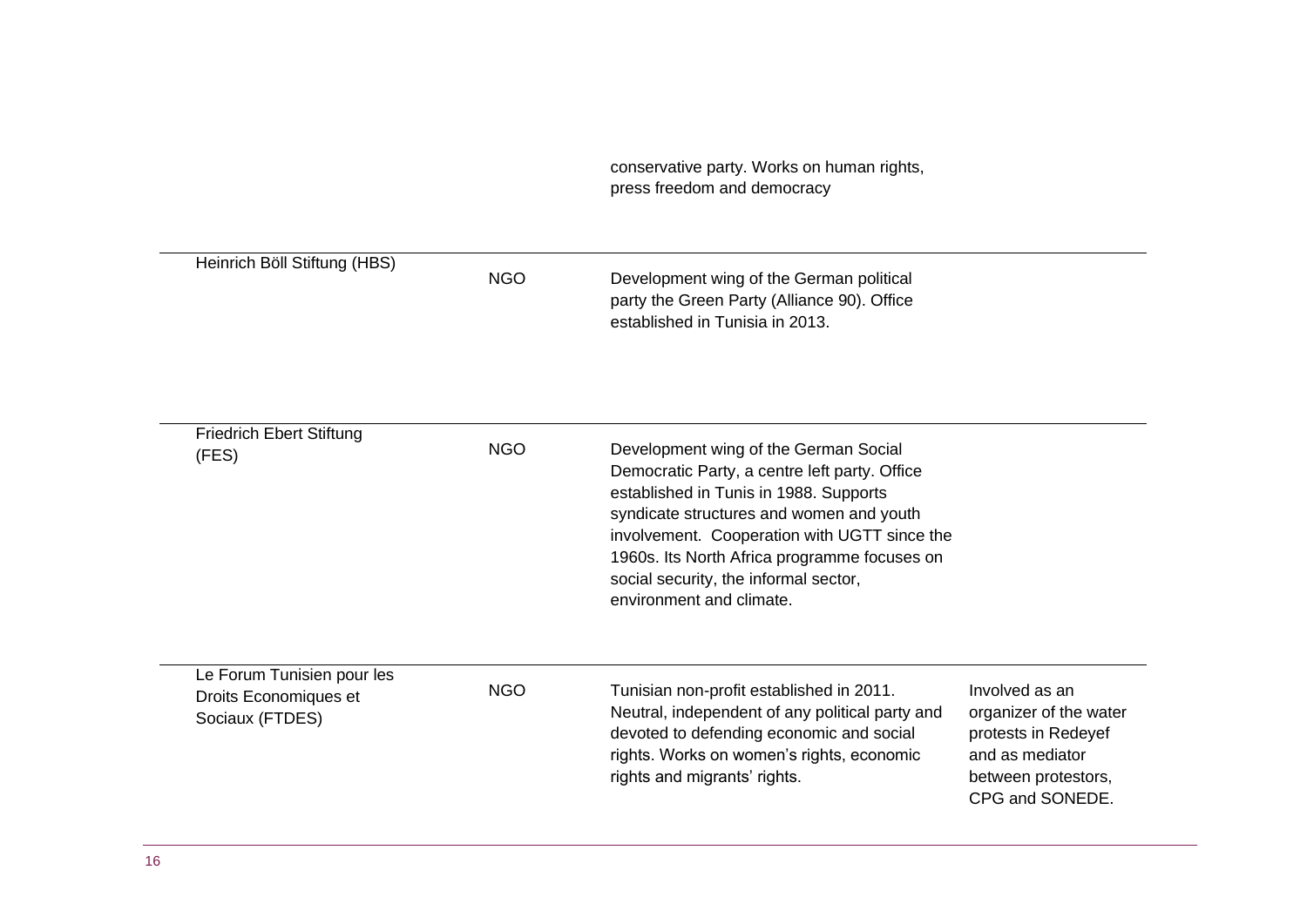| | | | |
|---|---|---|---|
| | | conservative party. Works on human rights, press freedom and democracy | |
| Heinrich Böll Stiftung (HBS) | NGO | Development wing of the German political party the Green Party (Alliance 90). Office established in Tunisia in 2013. | |
| Friedrich Ebert Stiftung (FES) | NGO | Development wing of the German Social Democratic Party, a centre left party. Office established in Tunis in 1988. Supports syndicate structures and women and youth involvement. Cooperation with UGTT since the 1960s. Its North Africa programme focuses on social security, the informal sector, environment and climate. | |
| Le Forum Tunisien pour les Droits Economiques et Sociaux (FTDES) | NGO | Tunisian non-profit established in 2011. Neutral, independent of any political party and devoted to defending economic and social rights. Works on women's rights, economic rights and migrants' rights. | Involved as an organizer of the water protests in Redeyef and as mediator between protestors, CPG and SONEDE. |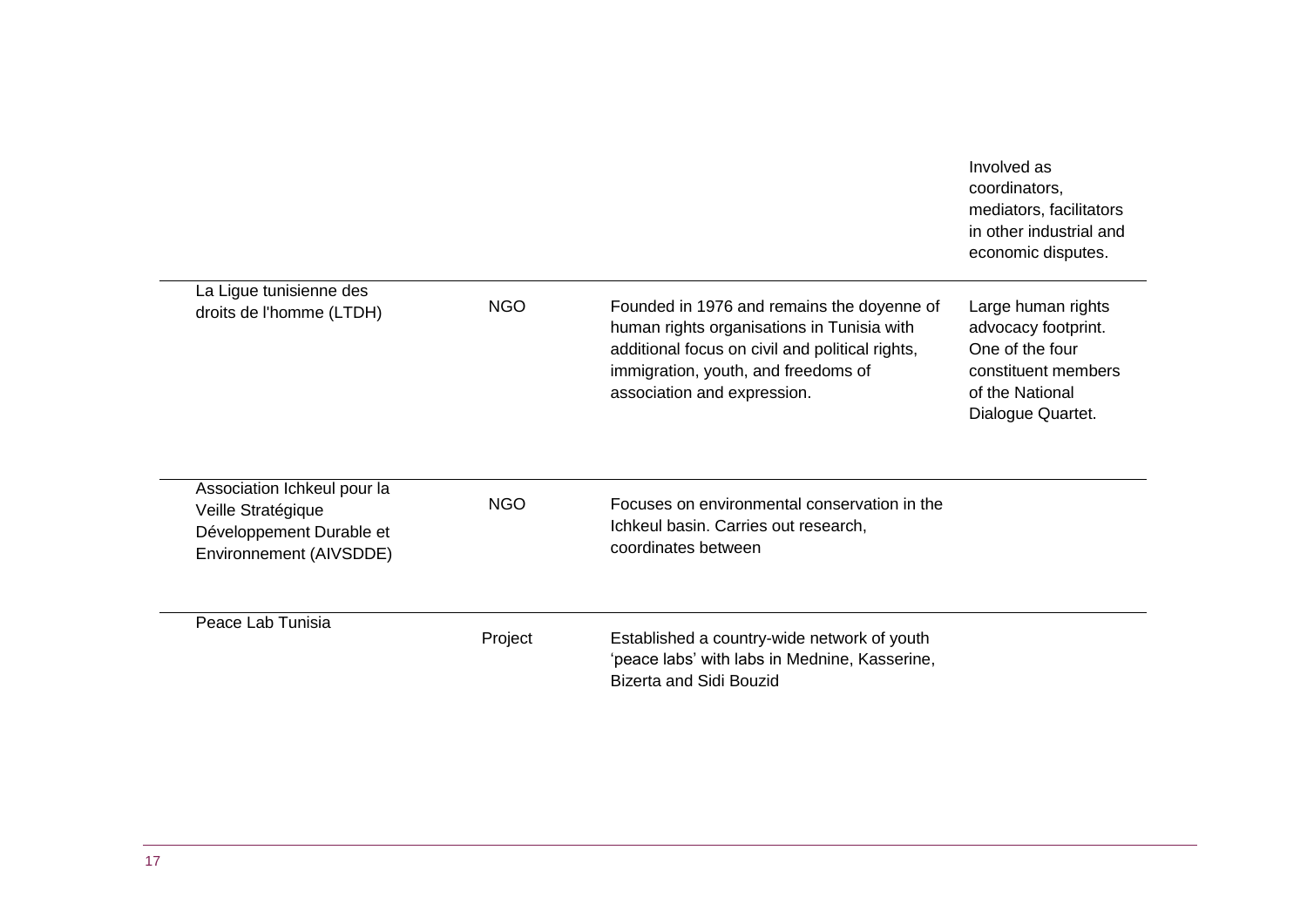| | | | |
|---|---|---|---|
| | | | Involved as coordinators, mediators, facilitators in other industrial and economic disputes. |
| La Ligue tunisienne des droits de l'homme (LTDH) | NGO | Founded in 1976 and remains the doyenne of human rights organisations in Tunisia with additional focus on civil and political rights, immigration, youth, and freedoms of association and expression. | Large human rights advocacy footprint. One of the four constituent members of the National Dialogue Quartet. |
| Association Ichkeul pour la Veille Stratégique Développement Durable et Environnement (AIVSDDE) | NGO | Focuses on environmental conservation in the Ichkeul basin. Carries out research, coordinates between | |
| Peace Lab Tunisia | Project | Established a country-wide network of youth 'peace labs' with labs in Mednine, Kasserine, Bizerta and Sidi Bouzid | |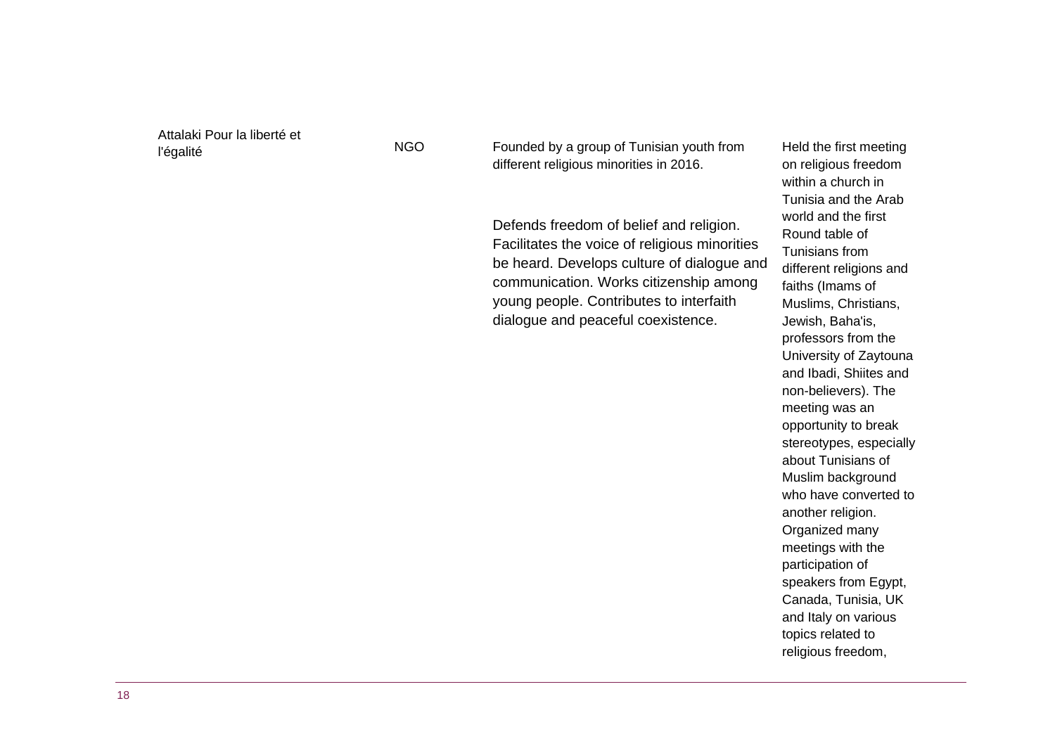| | | | |
|---|---|---|---|
| Attalaki Pour la liberté et l'égalité | NGO | Founded by a group of Tunisian youth from different religious minorities in 2016.<br><br>Defends freedom of belief and religion. Facilitates the voice of religious minorities be heard. Develops culture of dialogue and communication. Works citizenship among young people. Contributes to interfaith dialogue and peaceful coexistence. | Held the first meeting on religious freedom within a church in Tunisia and the Arab world and the first Round table of Tunisians from different religions and faiths (Imams of Muslims, Christians, Jewish, Baha'is, professors from the University of Zaytouna and Ibadi, Shiites and non-believers). The meeting was an opportunity to break stereotypes, especially about Tunisians of Muslim background who have converted to another religion. Organized many meetings with the participation of speakers from Egypt, Canada, Tunisia, UK and Italy on various topics related to religious freedom, |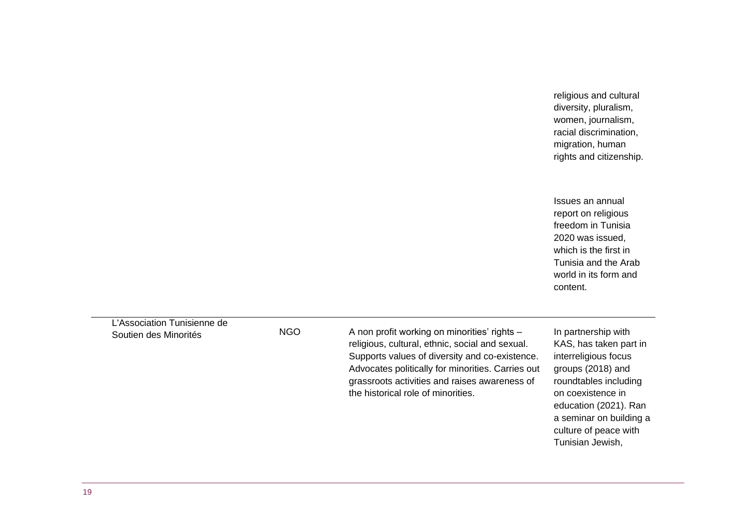| | | | |
|---|---|---|---|
| | | | religious and cultural diversity, pluralism, women, journalism, racial discrimination, migration, human rights and citizenship.<br><br>Issues an annual report on religious freedom in Tunisia 2020 was issued, which is the first in Tunisia and the Arab world in its form and content. |
| L'Association Tunisienne de Soutien des Minorités | NGO | A non profit working on minorities' rights – religious, cultural, ethnic, social and sexual. Supports values of diversity and co-existence. Advocates politically for minorities. Carries out grassroots activities and raises awareness of the historical role of minorities. | In partnership with KAS, has taken part in interreligious focus groups (2018) and roundtables including on coexistence in education (2021). Ran a seminar on building a culture of peace with Tunisian Jewish, |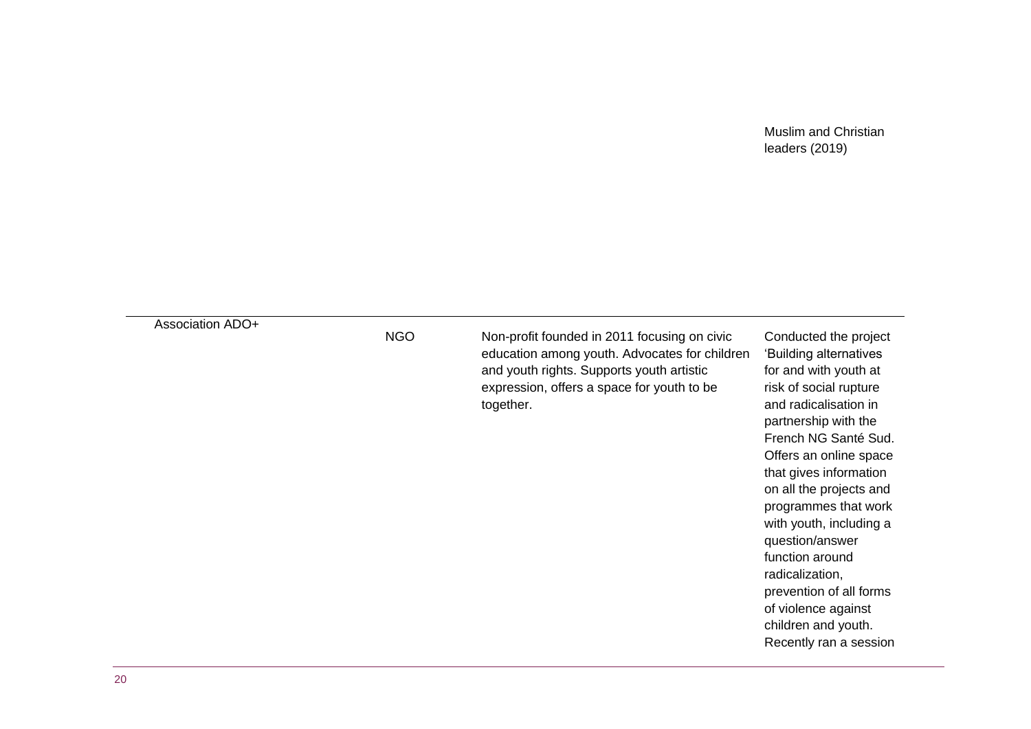| | | | |
|---|---|---|---|
| | | | Muslim and Christian leaders (2019) |
| Association ADO+ | NGO | Non-profit founded in 2011 focusing on civic education among youth. Advocates for children and youth rights. Supports youth artistic expression, offers a space for youth to be together. | Conducted the project 'Building alternatives for and with youth at risk of social rupture and radicalisation in partnership with the French NG Santé Sud. Offers an online space that gives information on all the projects and programmes that work with youth, including a question/answer function around radicalization, prevention of all forms of violence against children and youth. Recently ran a session |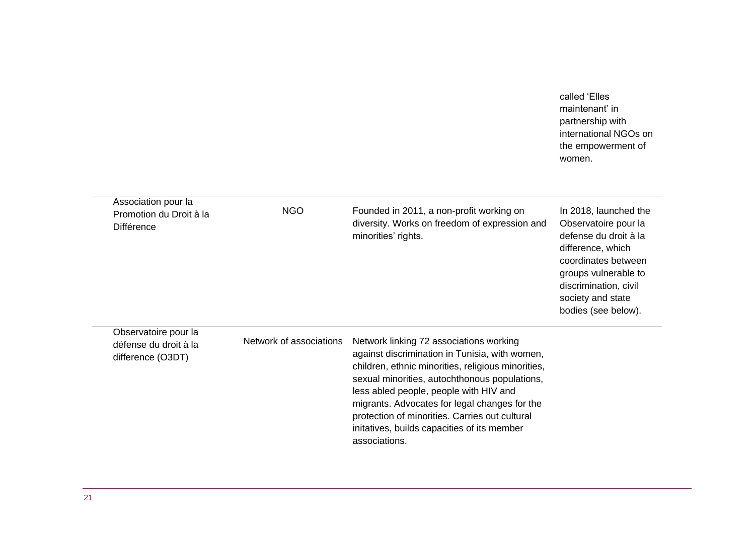| | | | |
|---|---|---|---|
| | | | called ‘Elles maintenant’ in partnership with international NGOs on the empowerment of women. |
| Association pour la Promotion du Droit à la Différence | NGO | Founded in 2011, a non-profit working on diversity. Works on freedom of expression and minorities’ rights. | In 2018, launched the Observatoire pour la defense du droit à la difference, which coordinates between groups vulnerable to discrimination, civil society and state bodies (see below). |
| Observatoire pour la défense du droit à la difference (O3DT) | Network of associations | Network linking 72 associations working against discrimination in Tunisia, with women, children, ethnic minorities, religious minorities, sexual minorities, autochthonous populations, less abled people, people with HIV and migrants. Advocates for legal changes for the protection of minorities. Carries out cultural initatives, builds capacities of its member associations. | |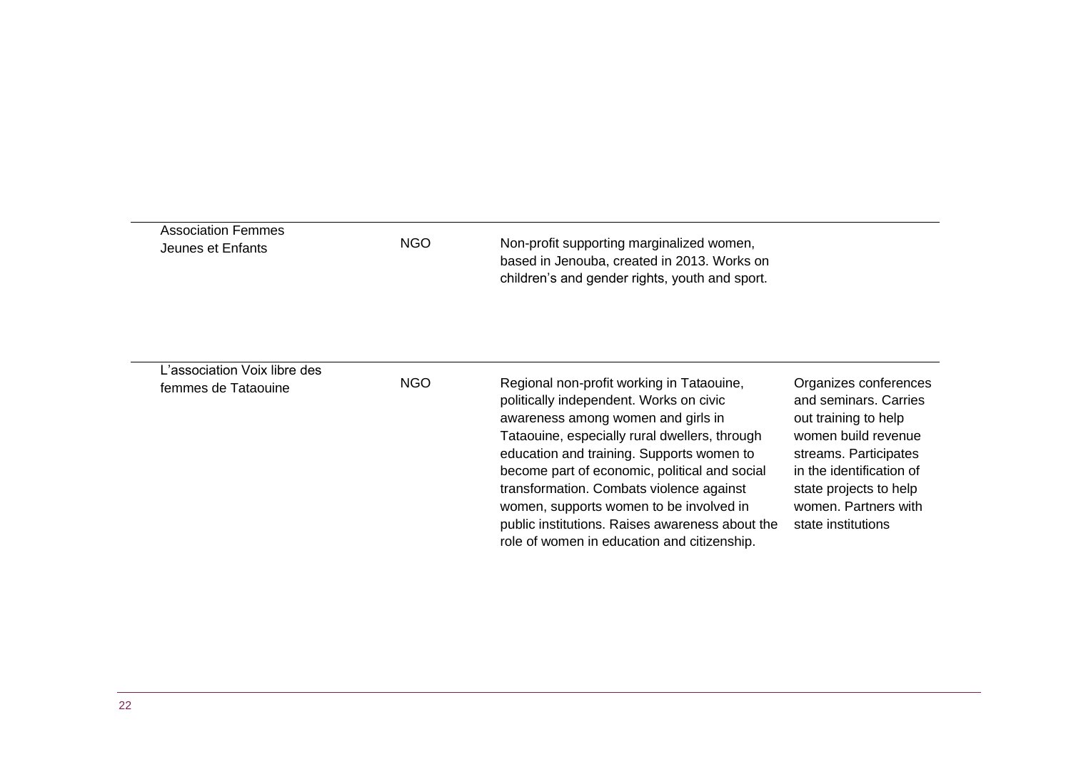| | | | |
|---|---|---|---|
| Association Femmes Jeunes et Enfants | NGO | Non-profit supporting marginalized women, based in Jenouba, created in 2013. Works on children's and gender rights, youth and sport. | |
| L'association Voix libre des femmes de Tataouine | NGO | Regional non-profit working in Tataouine, politically independent. Works on civic awareness among women and girls in Tataouine, especially rural dwellers, through education and training. Supports women to become part of economic, political and social transformation. Combats violence against women, supports women to be involved in public institutions. Raises awareness about the role of women in education and citizenship. | Organizes conferences and seminars. Carries out training to help women build revenue streams. Participates in the identification of state projects to help women. Partners with state institutions |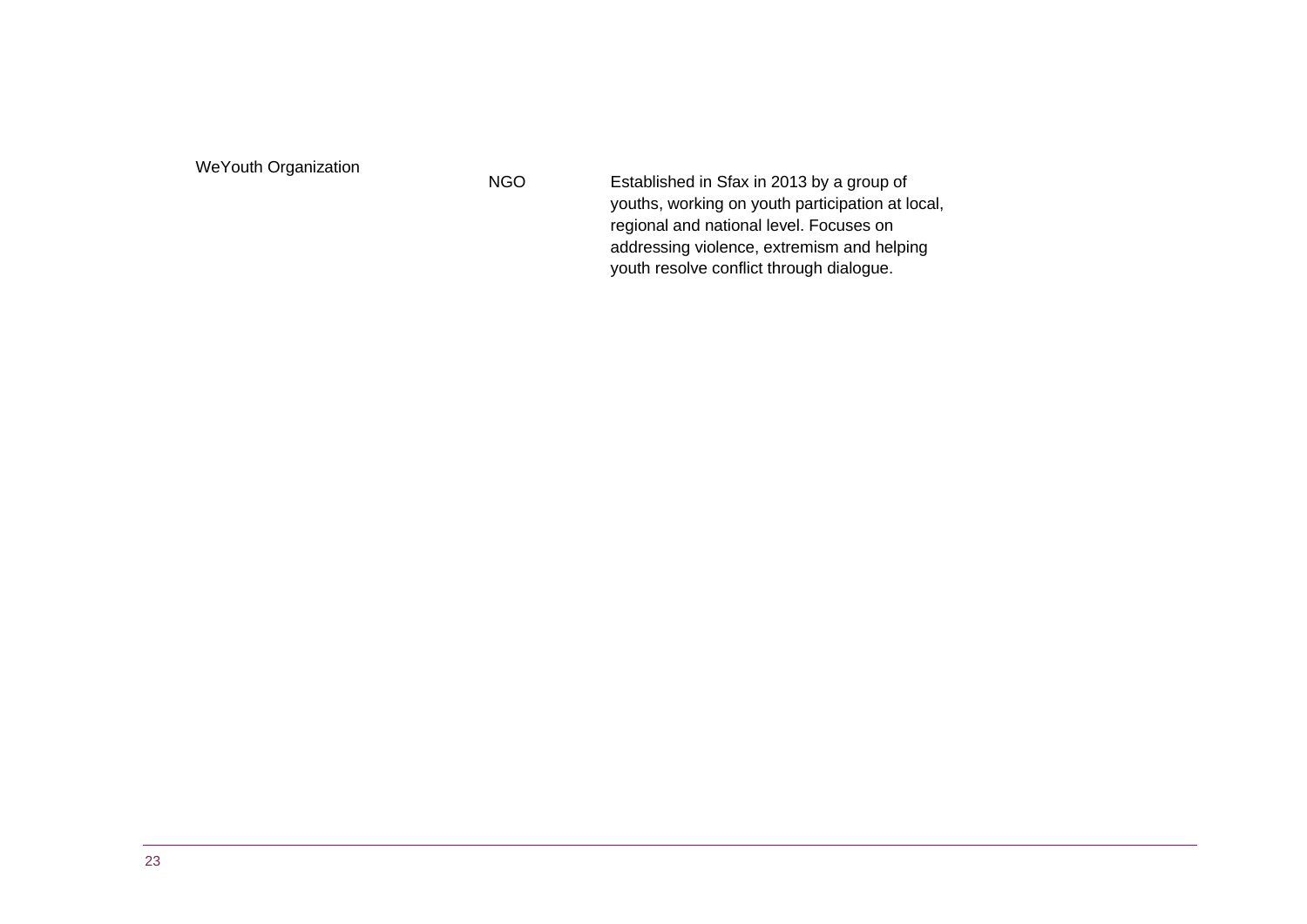| | | |
|---|---|---|
| WeYouth Organization | NGO | Established in Sfax in 2013 by a group of youths, working on youth participation at local, regional and national level. Focuses on addressing violence, extremism and helping youth resolve conflict through dialogue. |